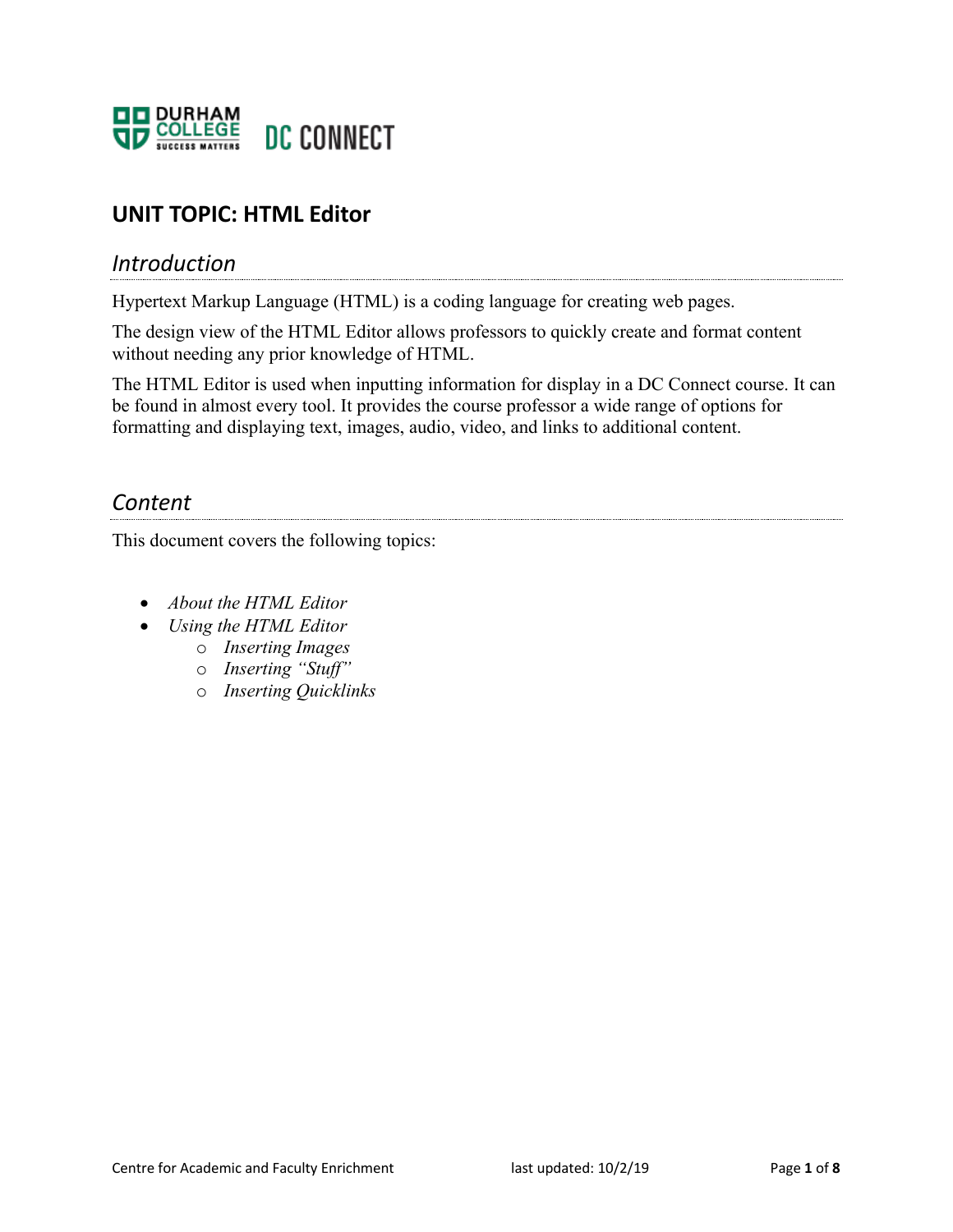# UNIT TOPIC: HTML Editor

## *Introduction*

Hypertext Markup Language (HTML) is a coding language for creating web pages.

The design view of the HTML Editor allows professors to quickly create and format content without needing any prior knowledge of HTML.

The HTML Editor is used when inputting information for display in a DC Connect course. It can be found in almost every tool. It provides the course professor a wide range of options for formatting and displaying text, images, audio, video, and links to additional content.

## *Content*

This document covers the following topics:

- *About the HTML Editor*
- *Using the HTML Editor*
    - *Inserting Images*
    - *Inserting "Stuff"*
    - *Inserting Quicklinks*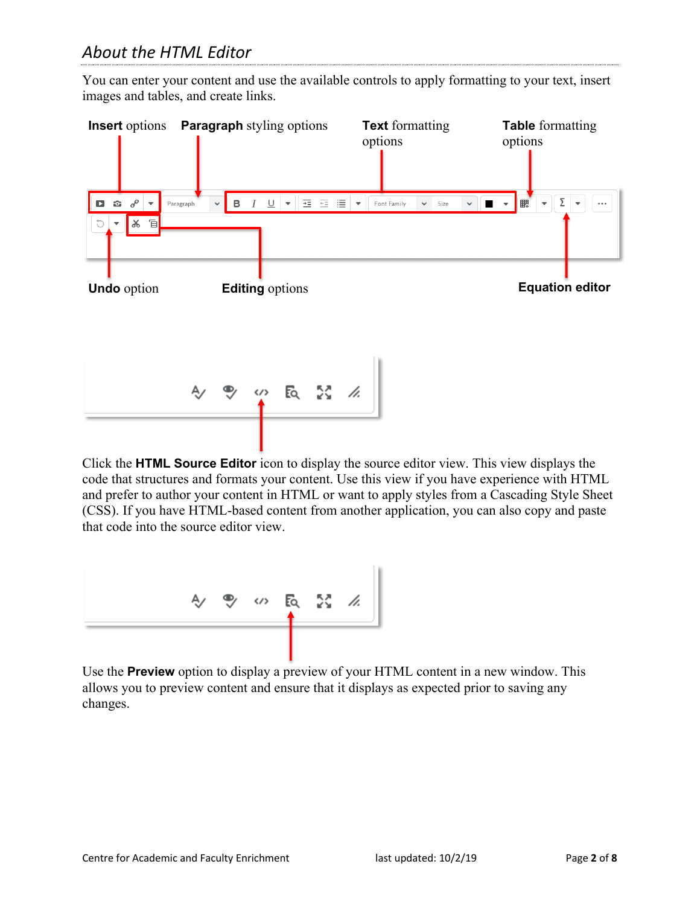## About the HTML Editor

You can enter your content and use the available controls to apply formatting to your text, insert images and tables, and create links.

**Insert** options

**Paragraph** styling options

**Text** formatting options

**Table** formatting options

**Undo** option

**Editing** options

**Equation editor**

Click the **HTML Source Editor** icon to display the source editor view. This view displays the code that structures and formats your content. Use this view if you have experience with HTML and prefer to author your content in HTML or want to apply styles from a Cascading Style Sheet (CSS). If you have HTML-based content from another application, you can also copy and paste that code into the source editor view.

Use the **Preview** option to display a preview of your HTML content in a new window. This allows you to preview content and ensure that it displays as expected prior to saving any changes.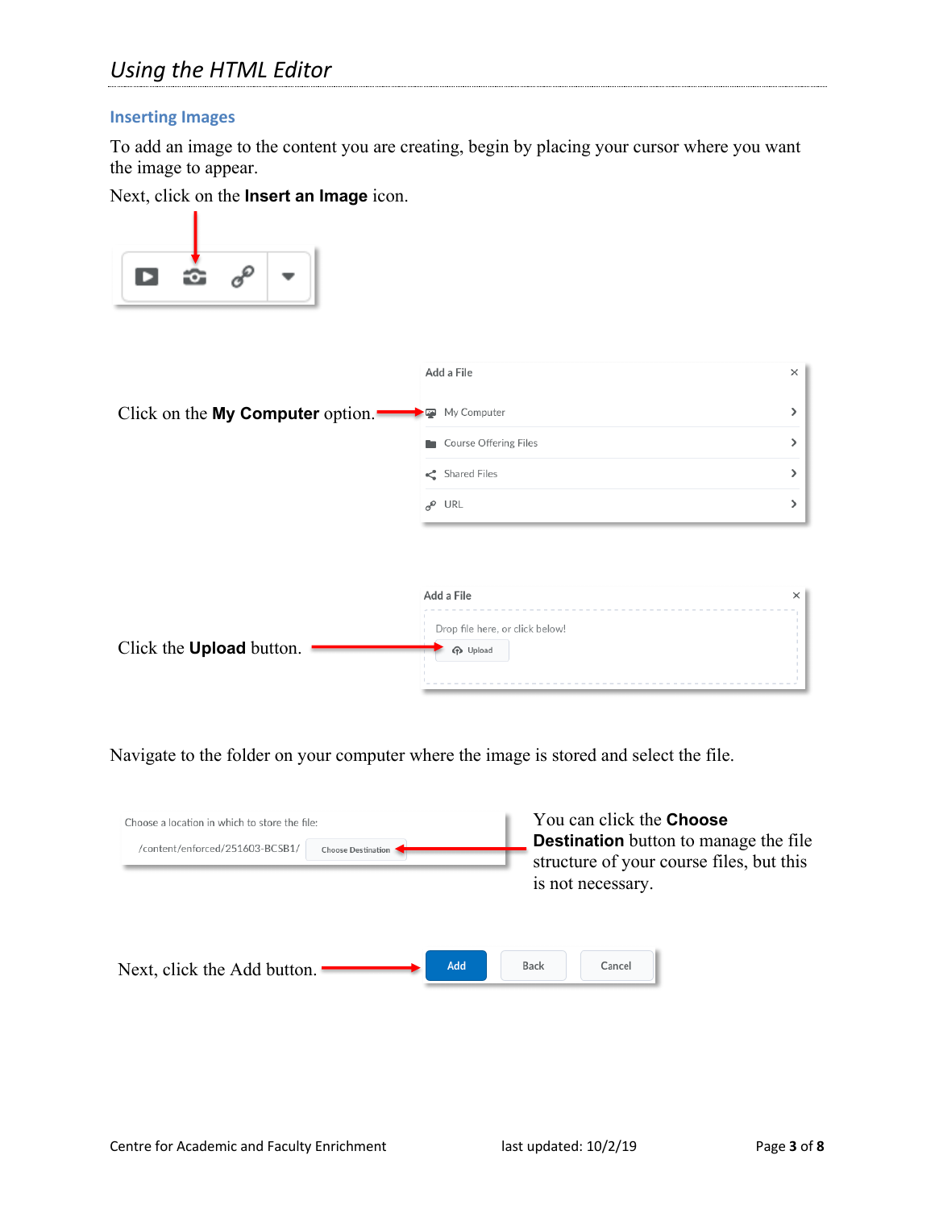## Inserting Images

To add an image to the content you are creating, begin by placing your cursor where you want the image to appear.

Next, click on the **Insert an Image** icon.

Click on the **My Computer** option.

Click the **Upload** button.

Navigate to the folder on your computer where the image is stored and select the file.

You can click the **Choose Destination** button to manage the file structure of your course files, but this is not necessary.

Next, click the Add button.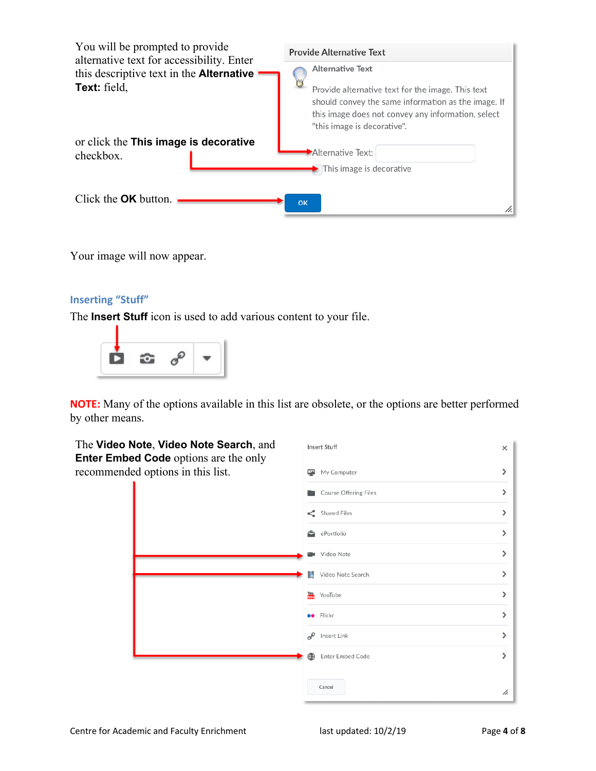You will be prompted to provide alternative text for accessibility. Enter this descriptive text in the **Alternative Text:** field,

or click the **This image is decorative** checkbox.

Click the **OK** button.

Provide Alternative Text

Alternative Text

Provide alternative text for the image. This text should convey the same information as the image. If this image does not convey any information, select "this image is decorative".

Alternative Text:

This image is decorative

OK

Your image will now appear.

## Inserting "Stuff"

The **Insert Stuff** icon is used to add various content to your file.

**NOTE:** Many of the options available in this list are obsolete, or the options are better performed by other means.

The **Video Note**, **Video Note Search**, and **Enter Embed Code** options are the only recommended options in this list.

Insert Stuff

- My Computer
- Course Offering Files
- Shared Files
- ePortfolio
- Video Note
- Video Note Search
- YouTube
- Flickr
- Insert Link
- Enter Embed Code

Cancel

Centre for Academic and Faculty Enrichment last updated: 10/2/19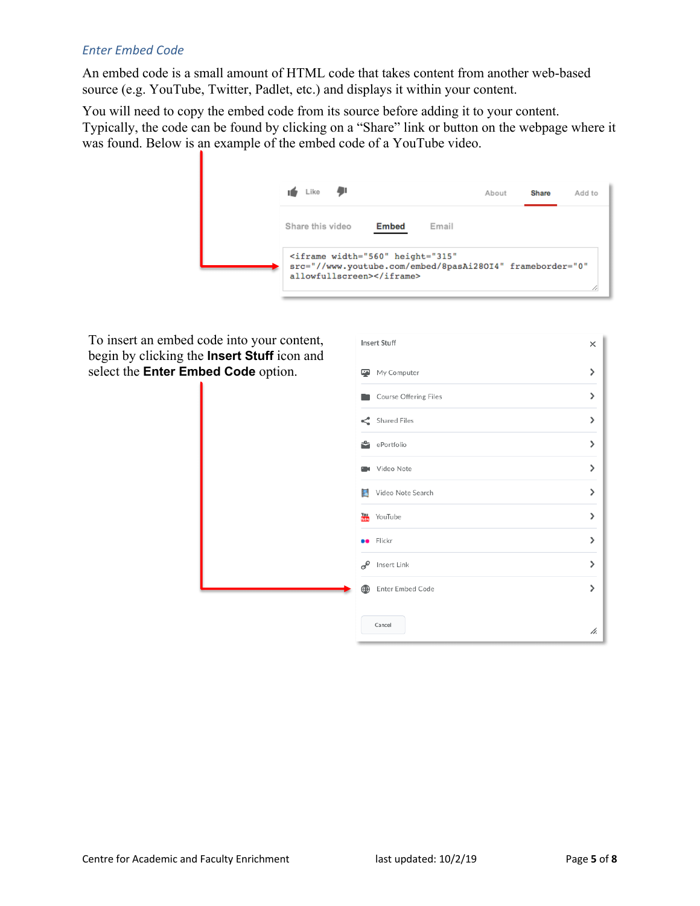### *Enter Embed Code*

An embed code is a small amount of HTML code that takes content from another web-based source (e.g. YouTube, Twitter, Padlet, etc.) and displays it within your content.

You will need to copy the embed code from its source before adding it to your content. Typically, the code can be found by clicking on a "Share" link or button on the webpage where it was found. Below is an example of the embed code of a YouTube video.

```
<iframe width="560" height="315"
src="//www.youtube.com/embed/8pasAi280I4" frameborder="0"
allowfullscreen></iframe>
```

To insert an embed code into your content, begin by clicking the **Insert Stuff** icon and select the **Enter Embed Code** option.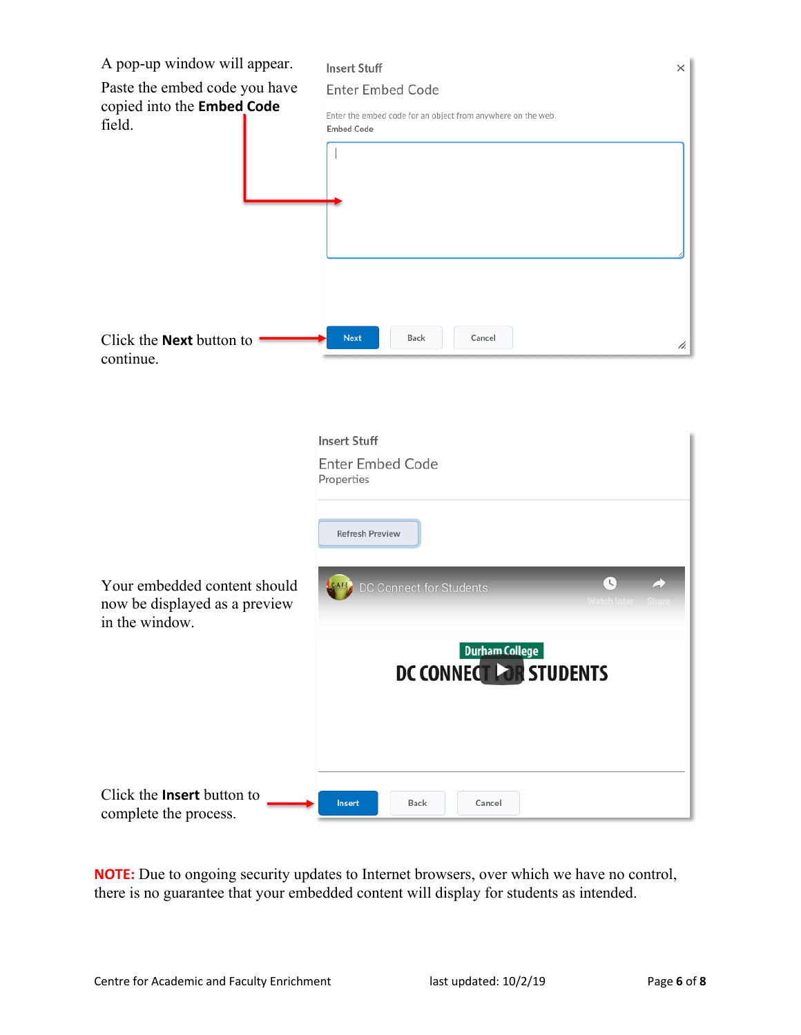A pop-up window will appear.

Paste the embed code you have copied into the **Embed Code** field.

Insert Stuff

Enter Embed Code

Enter the embed code for an object from anywhere on the web.

Embed Code

Click the **Next** button to continue.

Next Back Cancel

Insert Stuff

Enter Embed Code

Properties

Refresh Preview

Your embedded content should now be displayed as a preview in the window.

DC Connect for Students

Durham College

DC CONNECT FOR STUDENTS

Click the **Insert** button to complete the process.

Insert Back Cancel

**NOTE:** Due to ongoing security updates to Internet browsers, over which we have no control, there is no guarantee that your embedded content will display for students as intended.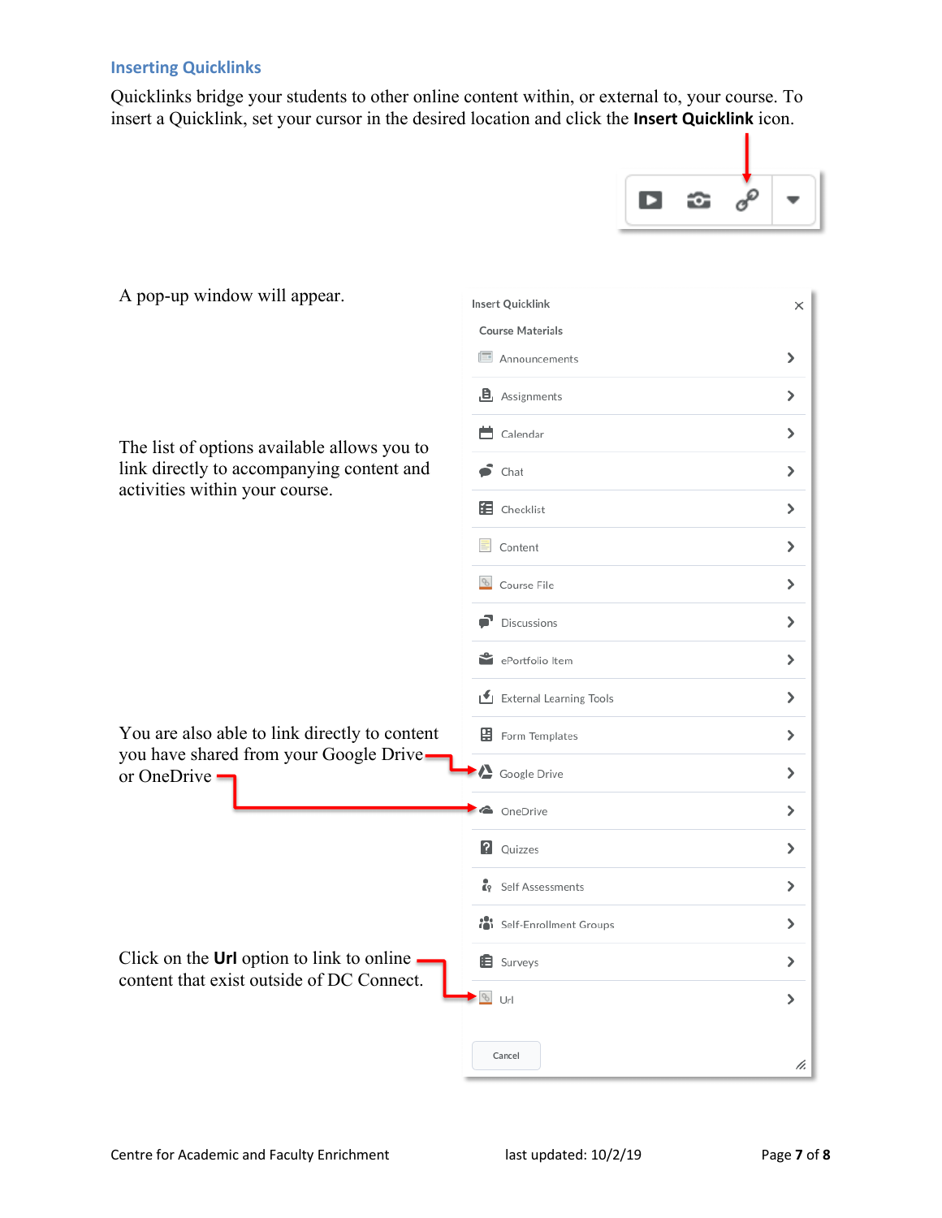### Inserting Quicklinks

Quicklinks bridge your students to other online content within, or external to, your course. To insert a Quicklink, set your cursor in the desired location and click the **Insert Quicklink** icon.

A pop-up window will appear.

The list of options available allows you to link directly to accompanying content and activities within your course.

You are also able to link directly to content you have shared from your Google Drive or OneDrive

Click on the **Url** option to link to online content that exist outside of DC Connect.

Insert Quicklink

Course Materials

- Announcements
- Assignments
- Calendar
- Chat
- Checklist
- Content
- Course File
- Discussions
- ePortfolio Item
- External Learning Tools
- Form Templates
- Google Drive
- OneDrive
- Quizzes
- Self Assessments
- Self-Enrollment Groups
- Surveys
- Url

Cancel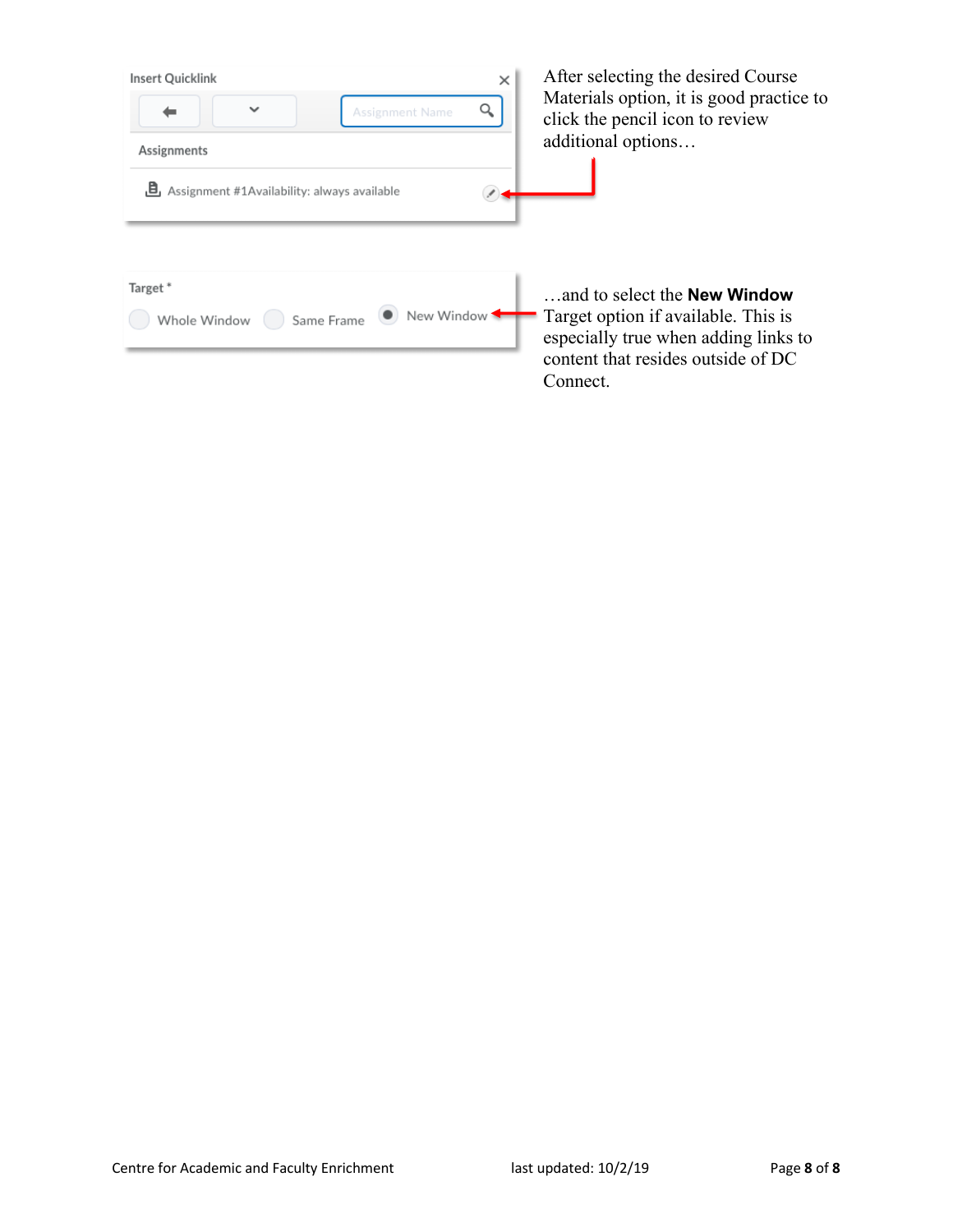Insert Quicklink

Assignment Name

Assignments

Assignment #1Availability: always available

After selecting the desired Course Materials option, it is good practice to click the pencil icon to review additional options…

Target *

Whole Window Same Frame New Window

…and to select the **New Window** Target option if available. This is especially true when adding links to content that resides outside of DC Connect.